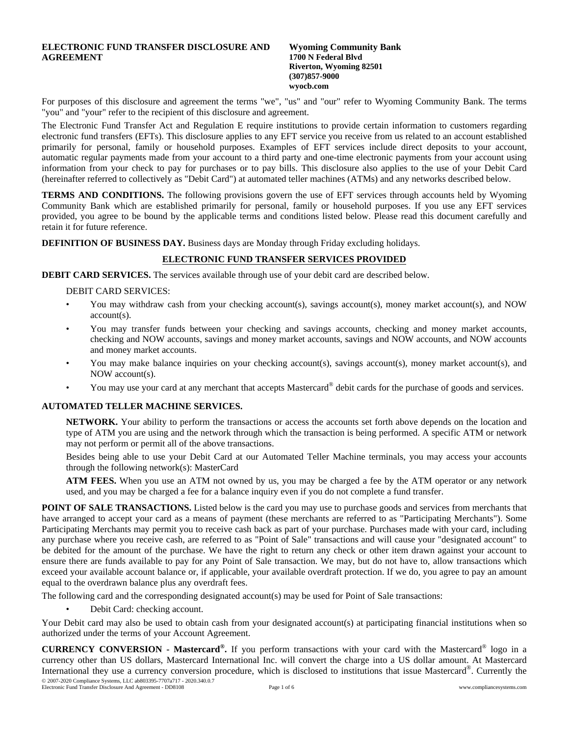**ELECTRONIC FUND TRANSFER DISCLOSURE AND AGREEMENT**

**Wyoming Community Bank**
**1700 N Federal Blvd**
**Riverton, Wyoming 82501**
**(307)857-9000**
**wyocb.com**

For purposes of this disclosure and agreement the terms "we", "us" and "our" refer to Wyoming Community Bank. The terms "you" and "your" refer to the recipient of this disclosure and agreement.

The Electronic Fund Transfer Act and Regulation E require institutions to provide certain information to customers regarding electronic fund transfers (EFTs). This disclosure applies to any EFT service you receive from us related to an account established primarily for personal, family or household purposes. Examples of EFT services include direct deposits to your account, automatic regular payments made from your account to a third party and one-time electronic payments from your account using information from your check to pay for purchases or to pay bills. This disclosure also applies to the use of your Debit Card (hereinafter referred to collectively as "Debit Card") at automated teller machines (ATMs) and any networks described below.

**TERMS AND CONDITIONS.** The following provisions govern the use of EFT services through accounts held by Wyoming Community Bank which are established primarily for personal, family or household purposes. If you use any EFT services provided, you agree to be bound by the applicable terms and conditions listed below. Please read this document carefully and retain it for future reference.

**DEFINITION OF BUSINESS DAY.** Business days are Monday through Friday excluding holidays.

## ELECTRONIC FUND TRANSFER SERVICES PROVIDED

**DEBIT CARD SERVICES.** The services available through use of your debit card are described below.

DEBIT CARD SERVICES:

- You may withdraw cash from your checking account(s), savings account(s), money market account(s), and NOW account(s).
- You may transfer funds between your checking and savings accounts, checking and money market accounts, checking and NOW accounts, savings and money market accounts, savings and NOW accounts, and NOW accounts and money market accounts.
- You may make balance inquiries on your checking account(s), savings account(s), money market account(s), and NOW account(s).
- You may use your card at any merchant that accepts Mastercard® debit cards for the purchase of goods and services.

**AUTOMATED TELLER MACHINE SERVICES.**

**NETWORK.** Your ability to perform the transactions or access the accounts set forth above depends on the location and type of ATM you are using and the network through which the transaction is being performed. A specific ATM or network may not perform or permit all of the above transactions.

Besides being able to use your Debit Card at our Automated Teller Machine terminals, you may access your accounts through the following network(s): MasterCard

**ATM FEES.** When you use an ATM not owned by us, you may be charged a fee by the ATM operator or any network used, and you may be charged a fee for a balance inquiry even if you do not complete a fund transfer.

**POINT OF SALE TRANSACTIONS.** Listed below is the card you may use to purchase goods and services from merchants that have arranged to accept your card as a means of payment (these merchants are referred to as "Participating Merchants"). Some Participating Merchants may permit you to receive cash back as part of your purchase. Purchases made with your card, including any purchase where you receive cash, are referred to as "Point of Sale" transactions and will cause your "designated account" to be debited for the amount of the purchase. We have the right to return any check or other item drawn against your account to ensure there are funds available to pay for any Point of Sale transaction. We may, but do not have to, allow transactions which exceed your available account balance or, if applicable, your available overdraft protection. If we do, you agree to pay an amount equal to the overdrawn balance plus any overdraft fees.

The following card and the corresponding designated account(s) may be used for Point of Sale transactions:

- Debit Card: checking account.

Your Debit card may also be used to obtain cash from your designated account(s) at participating financial institutions when so authorized under the terms of your Account Agreement.

**CURRENCY CONVERSION - Mastercard®.** If you perform transactions with your card with the Mastercard® logo in a currency other than US dollars, Mastercard International Inc. will convert the charge into a US dollar amount. At Mastercard International they use a currency conversion procedure, which is disclosed to institutions that issue Mastercard®. Currently the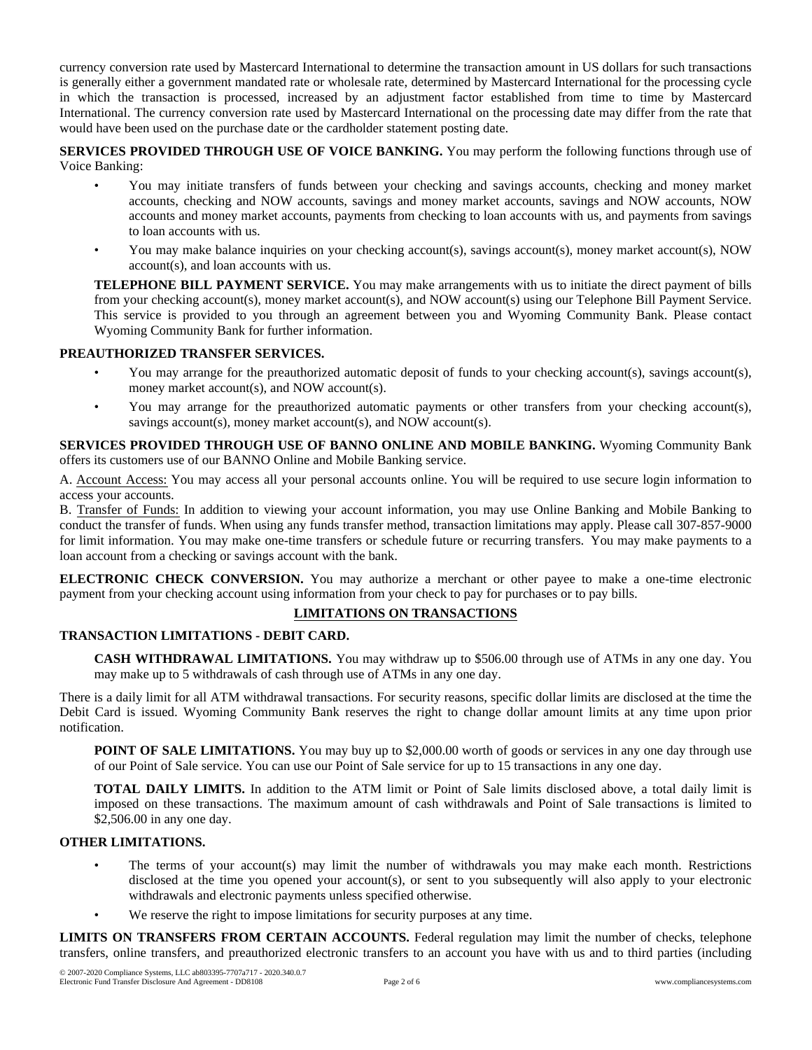currency conversion rate used by Mastercard International to determine the transaction amount in US dollars for such transactions is generally either a government mandated rate or wholesale rate, determined by Mastercard International for the processing cycle in which the transaction is processed, increased by an adjustment factor established from time to time by Mastercard International. The currency conversion rate used by Mastercard International on the processing date may differ from the rate that would have been used on the purchase date or the cardholder statement posting date.

**SERVICES PROVIDED THROUGH USE OF VOICE BANKING.** You may perform the following functions through use of Voice Banking:

- You may initiate transfers of funds between your checking and savings accounts, checking and money market accounts, checking and NOW accounts, savings and money market accounts, savings and NOW accounts, NOW accounts and money market accounts, payments from checking to loan accounts with us, and payments from savings to loan accounts with us.
- You may make balance inquiries on your checking account(s), savings account(s), money market account(s), NOW account(s), and loan accounts with us.

**TELEPHONE BILL PAYMENT SERVICE.** You may make arrangements with us to initiate the direct payment of bills from your checking account(s), money market account(s), and NOW account(s) using our Telephone Bill Payment Service. This service is provided to you through an agreement between you and Wyoming Community Bank. Please contact Wyoming Community Bank for further information.

**PREAUTHORIZED TRANSFER SERVICES.**

- You may arrange for the preauthorized automatic deposit of funds to your checking account(s), savings account(s), money market account(s), and NOW account(s).
- You may arrange for the preauthorized automatic payments or other transfers from your checking account(s), savings account(s), money market account(s), and NOW account(s).

**SERVICES PROVIDED THROUGH USE OF BANNO ONLINE AND MOBILE BANKING.** Wyoming Community Bank offers its customers use of our BANNO Online and Mobile Banking service.

A. Account Access: You may access all your personal accounts online. You will be required to use secure login information to access your accounts.
B. Transfer of Funds: In addition to viewing your account information, you may use Online Banking and Mobile Banking to conduct the transfer of funds. When using any funds transfer method, transaction limitations may apply. Please call 307-857-9000 for limit information. You may make one-time transfers or schedule future or recurring transfers. You may make payments to a loan account from a checking or savings account with the bank.

**ELECTRONIC CHECK CONVERSION.** You may authorize a merchant or other payee to make a one-time electronic payment from your checking account using information from your check to pay for purchases or to pay bills.

## LIMITATIONS ON TRANSACTIONS

**TRANSACTION LIMITATIONS - DEBIT CARD.**

**CASH WITHDRAWAL LIMITATIONS.** You may withdraw up to $506.00 through use of ATMs in any one day. You may make up to 5 withdrawals of cash through use of ATMs in any one day.

There is a daily limit for all ATM withdrawal transactions. For security reasons, specific dollar limits are disclosed at the time the Debit Card is issued. Wyoming Community Bank reserves the right to change dollar amount limits at any time upon prior notification.

**POINT OF SALE LIMITATIONS.** You may buy up to $2,000.00 worth of goods or services in any one day through use of our Point of Sale service. You can use our Point of Sale service for up to 15 transactions in any one day.

**TOTAL DAILY LIMITS.** In addition to the ATM limit or Point of Sale limits disclosed above, a total daily limit is imposed on these transactions. The maximum amount of cash withdrawals and Point of Sale transactions is limited to $2,506.00 in any one day.

**OTHER LIMITATIONS.**

- The terms of your account(s) may limit the number of withdrawals you may make each month. Restrictions disclosed at the time you opened your account(s), or sent to you subsequently will also apply to your electronic withdrawals and electronic payments unless specified otherwise.
- We reserve the right to impose limitations for security purposes at any time.

**LIMITS ON TRANSFERS FROM CERTAIN ACCOUNTS.** Federal regulation may limit the number of checks, telephone transfers, online transfers, and preauthorized electronic transfers to an account you have with us and to third parties (including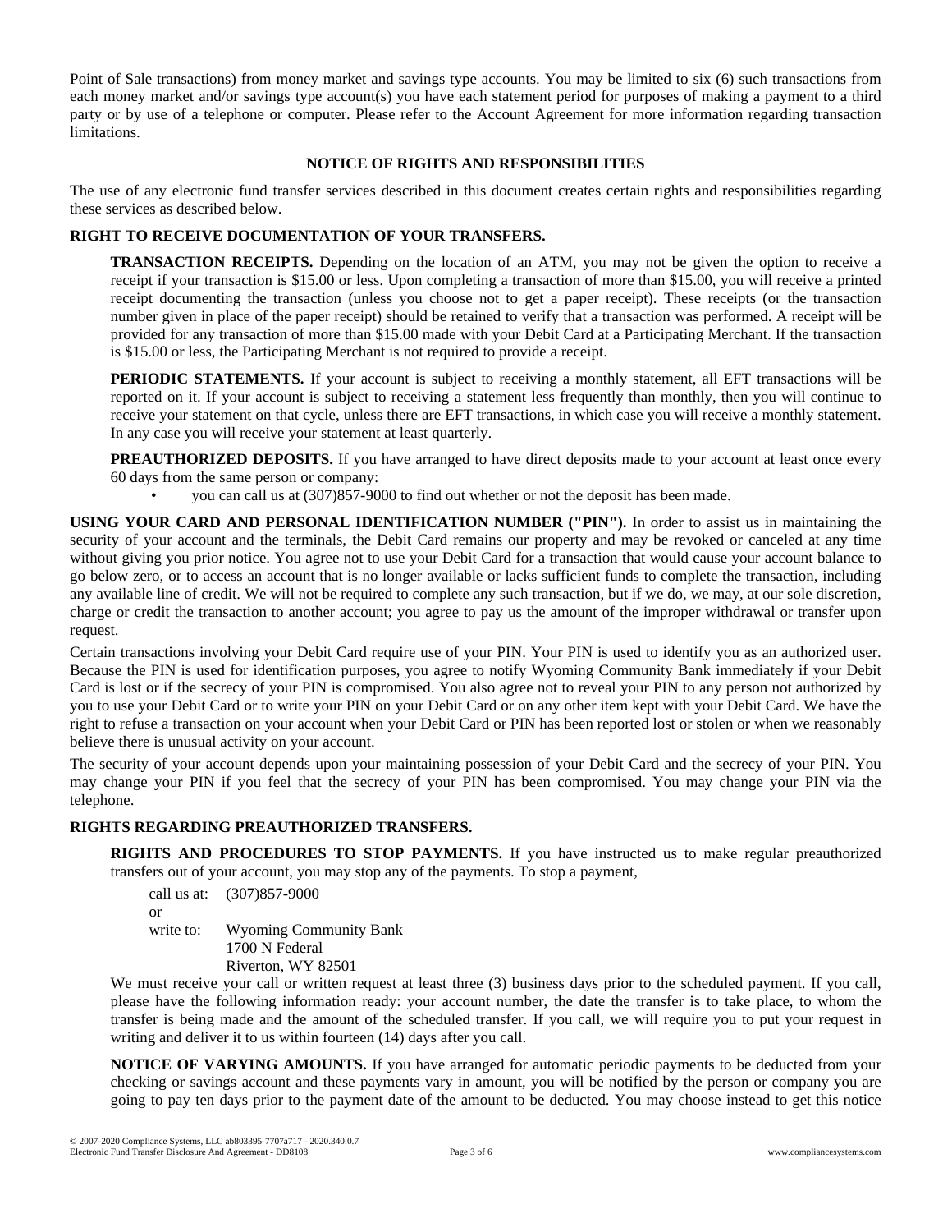Point of Sale transactions) from money market and savings type accounts. You may be limited to six (6) such transactions from each money market and/or savings type account(s) you have each statement period for purposes of making a payment to a third party or by use of a telephone or computer. Please refer to the Account Agreement for more information regarding transaction limitations.

## NOTICE OF RIGHTS AND RESPONSIBILITIES

The use of any electronic fund transfer services described in this document creates certain rights and responsibilities regarding these services as described below.

**RIGHT TO RECEIVE DOCUMENTATION OF YOUR TRANSFERS.**

**TRANSACTION RECEIPTS.** Depending on the location of an ATM, you may not be given the option to receive a receipt if your transaction is $15.00 or less. Upon completing a transaction of more than $15.00, you will receive a printed receipt documenting the transaction (unless you choose not to get a paper receipt). These receipts (or the transaction number given in place of the paper receipt) should be retained to verify that a transaction was performed. A receipt will be provided for any transaction of more than $15.00 made with your Debit Card at a Participating Merchant. If the transaction is $15.00 or less, the Participating Merchant is not required to provide a receipt.

**PERIODIC STATEMENTS.** If your account is subject to receiving a monthly statement, all EFT transactions will be reported on it. If your account is subject to receiving a statement less frequently than monthly, then you will continue to receive your statement on that cycle, unless there are EFT transactions, in which case you will receive a monthly statement. In any case you will receive your statement at least quarterly.

**PREAUTHORIZED DEPOSITS.** If you have arranged to have direct deposits made to your account at least once every 60 days from the same person or company:

- you can call us at (307)857-9000 to find out whether or not the deposit has been made.

**USING YOUR CARD AND PERSONAL IDENTIFICATION NUMBER ("PIN").** In order to assist us in maintaining the security of your account and the terminals, the Debit Card remains our property and may be revoked or canceled at any time without giving you prior notice. You agree not to use your Debit Card for a transaction that would cause your account balance to go below zero, or to access an account that is no longer available or lacks sufficient funds to complete the transaction, including any available line of credit. We will not be required to complete any such transaction, but if we do, we may, at our sole discretion, charge or credit the transaction to another account; you agree to pay us the amount of the improper withdrawal or transfer upon request.

Certain transactions involving your Debit Card require use of your PIN. Your PIN is used to identify you as an authorized user. Because the PIN is used for identification purposes, you agree to notify Wyoming Community Bank immediately if your Debit Card is lost or if the secrecy of your PIN is compromised. You also agree not to reveal your PIN to any person not authorized by you to use your Debit Card or to write your PIN on your Debit Card or on any other item kept with your Debit Card. We have the right to refuse a transaction on your account when your Debit Card or PIN has been reported lost or stolen or when we reasonably believe there is unusual activity on your account.

The security of your account depends upon your maintaining possession of your Debit Card and the secrecy of your PIN. You may change your PIN if you feel that the secrecy of your PIN has been compromised. You may change your PIN via the telephone.

**RIGHTS REGARDING PREAUTHORIZED TRANSFERS.**

**RIGHTS AND PROCEDURES TO STOP PAYMENTS.** If you have instructed us to make regular preauthorized transfers out of your account, you may stop any of the payments. To stop a payment,

call us at: (307)857-9000
or
write to: Wyoming Community Bank
1700 N Federal
Riverton, WY 82501

We must receive your call or written request at least three (3) business days prior to the scheduled payment. If you call, please have the following information ready: your account number, the date the transfer is to take place, to whom the transfer is being made and the amount of the scheduled transfer. If you call, we will require you to put your request in writing and deliver it to us within fourteen (14) days after you call.

**NOTICE OF VARYING AMOUNTS.** If you have arranged for automatic periodic payments to be deducted from your checking or savings account and these payments vary in amount, you will be notified by the person or company you are going to pay ten days prior to the payment date of the amount to be deducted. You may choose instead to get this notice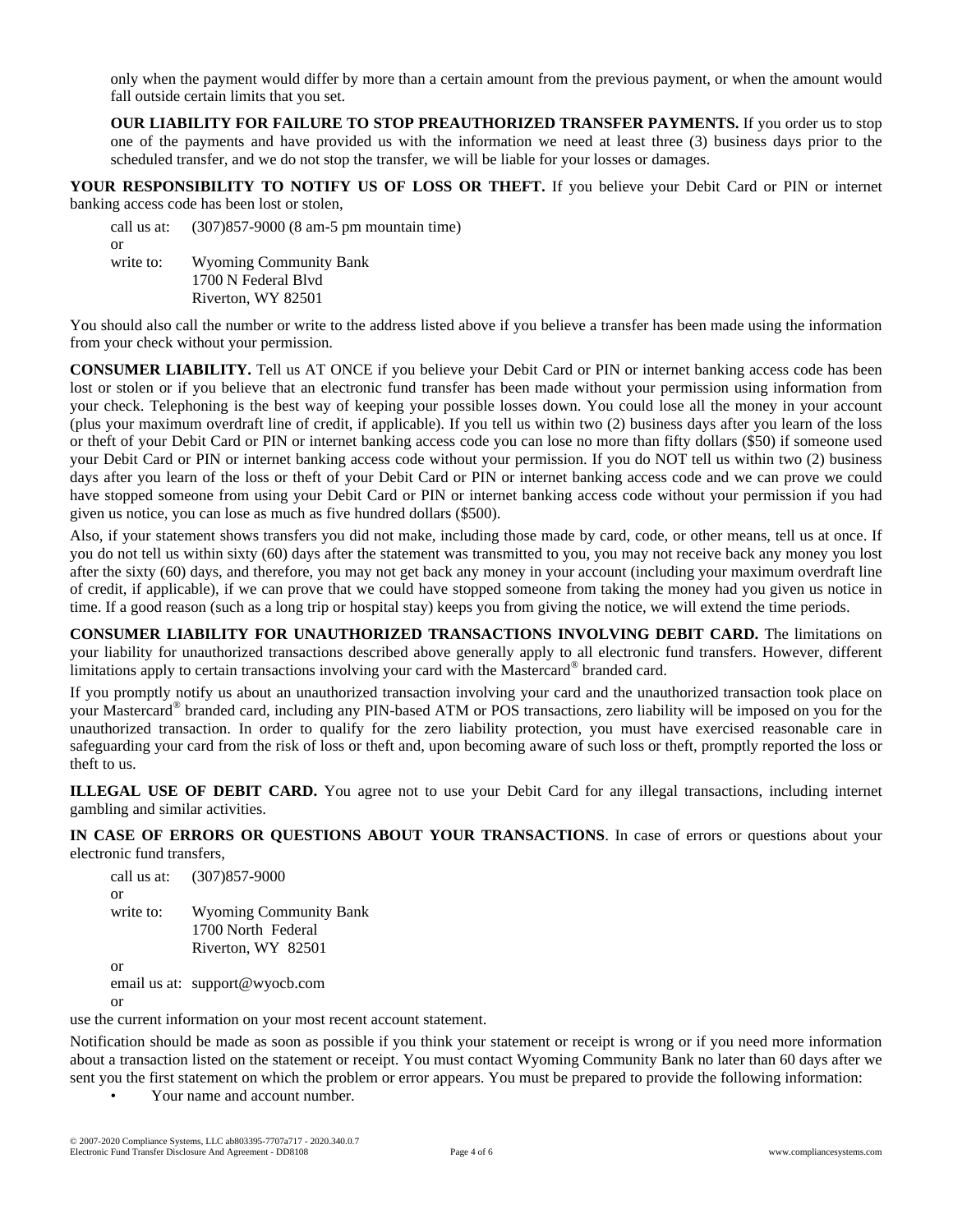only when the payment would differ by more than a certain amount from the previous payment, or when the amount would fall outside certain limits that you set.

**OUR LIABILITY FOR FAILURE TO STOP PREAUTHORIZED TRANSFER PAYMENTS.** If you order us to stop one of the payments and have provided us with the information we need at least three (3) business days prior to the scheduled transfer, and we do not stop the transfer, we will be liable for your losses or damages.

**YOUR RESPONSIBILITY TO NOTIFY US OF LOSS OR THEFT.** If you believe your Debit Card or PIN or internet banking access code has been lost or stolen,

call us at: (307)857-9000 (8 am-5 pm mountain time)
or
write to: Wyoming Community Bank
1700 N Federal Blvd
Riverton, WY 82501

You should also call the number or write to the address listed above if you believe a transfer has been made using the information from your check without your permission.

**CONSUMER LIABILITY.** Tell us AT ONCE if you believe your Debit Card or PIN or internet banking access code has been lost or stolen or if you believe that an electronic fund transfer has been made without your permission using information from your check. Telephoning is the best way of keeping your possible losses down. You could lose all the money in your account (plus your maximum overdraft line of credit, if applicable). If you tell us within two (2) business days after you learn of the loss or theft of your Debit Card or PIN or internet banking access code you can lose no more than fifty dollars ($50) if someone used your Debit Card or PIN or internet banking access code without your permission. If you do NOT tell us within two (2) business days after you learn of the loss or theft of your Debit Card or PIN or internet banking access code and we can prove we could have stopped someone from using your Debit Card or PIN or internet banking access code without your permission if you had given us notice, you can lose as much as five hundred dollars ($500).

Also, if your statement shows transfers you did not make, including those made by card, code, or other means, tell us at once. If you do not tell us within sixty (60) days after the statement was transmitted to you, you may not receive back any money you lost after the sixty (60) days, and therefore, you may not get back any money in your account (including your maximum overdraft line of credit, if applicable), if we can prove that we could have stopped someone from taking the money had you given us notice in time. If a good reason (such as a long trip or hospital stay) keeps you from giving the notice, we will extend the time periods.

**CONSUMER LIABILITY FOR UNAUTHORIZED TRANSACTIONS INVOLVING DEBIT CARD.** The limitations on your liability for unauthorized transactions described above generally apply to all electronic fund transfers. However, different limitations apply to certain transactions involving your card with the Mastercard® branded card.

If you promptly notify us about an unauthorized transaction involving your card and the unauthorized transaction took place on your Mastercard® branded card, including any PIN-based ATM or POS transactions, zero liability will be imposed on you for the unauthorized transaction. In order to qualify for the zero liability protection, you must have exercised reasonable care in safeguarding your card from the risk of loss or theft and, upon becoming aware of such loss or theft, promptly reported the loss or theft to us.

**ILLEGAL USE OF DEBIT CARD.** You agree not to use your Debit Card for any illegal transactions, including internet gambling and similar activities.

**IN CASE OF ERRORS OR QUESTIONS ABOUT YOUR TRANSACTIONS**. In case of errors or questions about your electronic fund transfers,

call us at: (307)857-9000
or
write to: Wyoming Community Bank
1700 North Federal
Riverton, WY 82501
or
email us at: support@wyocb.com
or
use the current information on your most recent account statement.

Notification should be made as soon as possible if you think your statement or receipt is wrong or if you need more information about a transaction listed on the statement or receipt. You must contact Wyoming Community Bank no later than 60 days after we sent you the first statement on which the problem or error appears. You must be prepared to provide the following information:

- Your name and account number.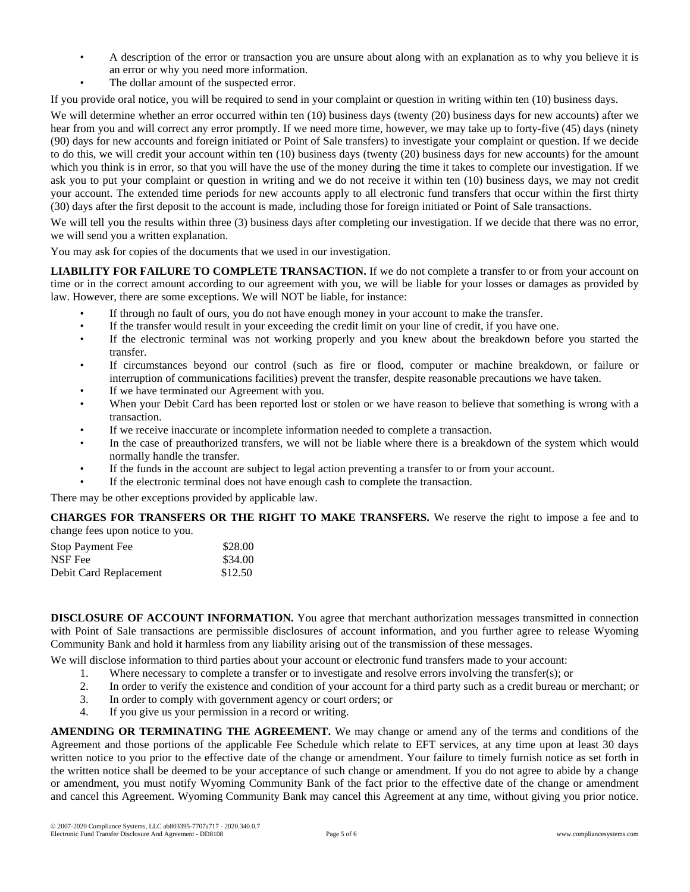- A description of the error or transaction you are unsure about along with an explanation as to why you believe it is an error or why you need more information.
- The dollar amount of the suspected error.

If you provide oral notice, you will be required to send in your complaint or question in writing within ten (10) business days.

We will determine whether an error occurred within ten (10) business days (twenty (20) business days for new accounts) after we hear from you and will correct any error promptly. If we need more time, however, we may take up to forty-five (45) days (ninety (90) days for new accounts and foreign initiated or Point of Sale transfers) to investigate your complaint or question. If we decide to do this, we will credit your account within ten (10) business days (twenty (20) business days for new accounts) for the amount which you think is in error, so that you will have the use of the money during the time it takes to complete our investigation. If we ask you to put your complaint or question in writing and we do not receive it within ten (10) business days, we may not credit your account. The extended time periods for new accounts apply to all electronic fund transfers that occur within the first thirty (30) days after the first deposit to the account is made, including those for foreign initiated or Point of Sale transactions.

We will tell you the results within three (3) business days after completing our investigation. If we decide that there was no error, we will send you a written explanation.

You may ask for copies of the documents that we used in our investigation.

**LIABILITY FOR FAILURE TO COMPLETE TRANSACTION.** If we do not complete a transfer to or from your account on time or in the correct amount according to our agreement with you, we will be liable for your losses or damages as provided by law. However, there are some exceptions. We will NOT be liable, for instance:

- If through no fault of ours, you do not have enough money in your account to make the transfer.
- If the transfer would result in your exceeding the credit limit on your line of credit, if you have one.
- If the electronic terminal was not working properly and you knew about the breakdown before you started the transfer.
- If circumstances beyond our control (such as fire or flood, computer or machine breakdown, or failure or interruption of communications facilities) prevent the transfer, despite reasonable precautions we have taken.
- If we have terminated our Agreement with you.
- When your Debit Card has been reported lost or stolen or we have reason to believe that something is wrong with a transaction.
- If we receive inaccurate or incomplete information needed to complete a transaction.
- In the case of preauthorized transfers, we will not be liable where there is a breakdown of the system which would normally handle the transfer.
- If the funds in the account are subject to legal action preventing a transfer to or from your account.
- If the electronic terminal does not have enough cash to complete the transaction.

There may be other exceptions provided by applicable law.

**CHARGES FOR TRANSFERS OR THE RIGHT TO MAKE TRANSFERS.** We reserve the right to impose a fee and to change fees upon notice to you.

| | |
|---|---|
| Stop Payment Fee | $28.00 |
| NSF Fee | $34.00 |
| Debit Card Replacement | $12.50 |

**DISCLOSURE OF ACCOUNT INFORMATION.** You agree that merchant authorization messages transmitted in connection with Point of Sale transactions are permissible disclosures of account information, and you further agree to release Wyoming Community Bank and hold it harmless from any liability arising out of the transmission of these messages.

We will disclose information to third parties about your account or electronic fund transfers made to your account:

1. Where necessary to complete a transfer or to investigate and resolve errors involving the transfer(s); or
2. In order to verify the existence and condition of your account for a third party such as a credit bureau or merchant; or
3. In order to comply with government agency or court orders; or
4. If you give us your permission in a record or writing.

**AMENDING OR TERMINATING THE AGREEMENT.** We may change or amend any of the terms and conditions of the Agreement and those portions of the applicable Fee Schedule which relate to EFT services, at any time upon at least 30 days written notice to you prior to the effective date of the change or amendment. Your failure to timely furnish notice as set forth in the written notice shall be deemed to be your acceptance of such change or amendment. If you do not agree to abide by a change or amendment, you must notify Wyoming Community Bank of the fact prior to the effective date of the change or amendment and cancel this Agreement. Wyoming Community Bank may cancel this Agreement at any time, without giving you prior notice.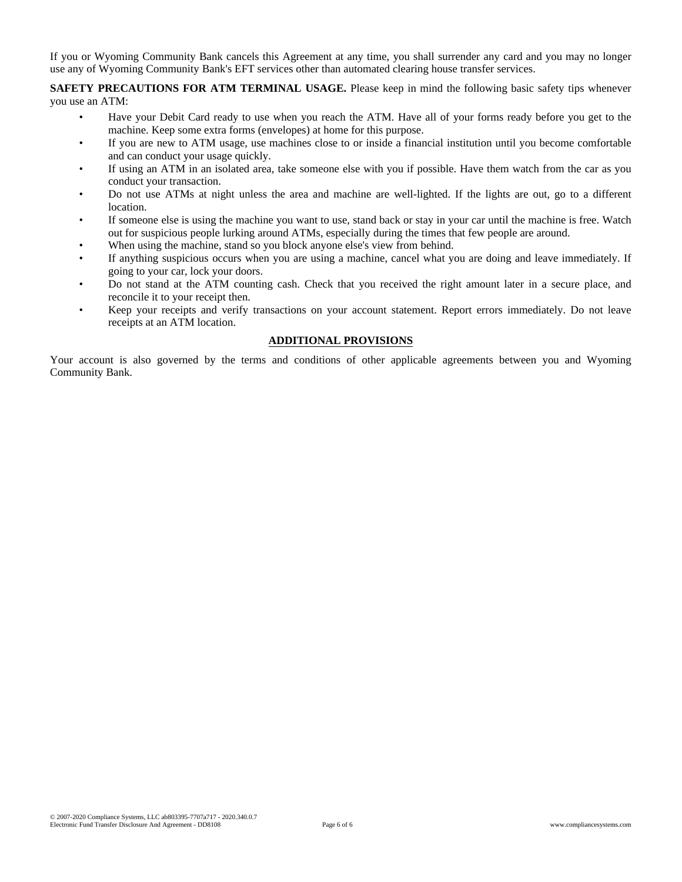If you or Wyoming Community Bank cancels this Agreement at any time, you shall surrender any card and you may no longer use any of Wyoming Community Bank's EFT services other than automated clearing house transfer services.

**SAFETY PRECAUTIONS FOR ATM TERMINAL USAGE.** Please keep in mind the following basic safety tips whenever you use an ATM:

- Have your Debit Card ready to use when you reach the ATM. Have all of your forms ready before you get to the machine. Keep some extra forms (envelopes) at home for this purpose.
- If you are new to ATM usage, use machines close to or inside a financial institution until you become comfortable and can conduct your usage quickly.
- If using an ATM in an isolated area, take someone else with you if possible. Have them watch from the car as you conduct your transaction.
- Do not use ATMs at night unless the area and machine are well-lighted. If the lights are out, go to a different location.
- If someone else is using the machine you want to use, stand back or stay in your car until the machine is free. Watch out for suspicious people lurking around ATMs, especially during the times that few people are around.
- When using the machine, stand so you block anyone else's view from behind.
- If anything suspicious occurs when you are using a machine, cancel what you are doing and leave immediately. If going to your car, lock your doors.
- Do not stand at the ATM counting cash. Check that you received the right amount later in a secure place, and reconcile it to your receipt then.
- Keep your receipts and verify transactions on your account statement. Report errors immediately. Do not leave receipts at an ATM location.

## ADDITIONAL PROVISIONS

Your account is also governed by the terms and conditions of other applicable agreements between you and Wyoming Community Bank.